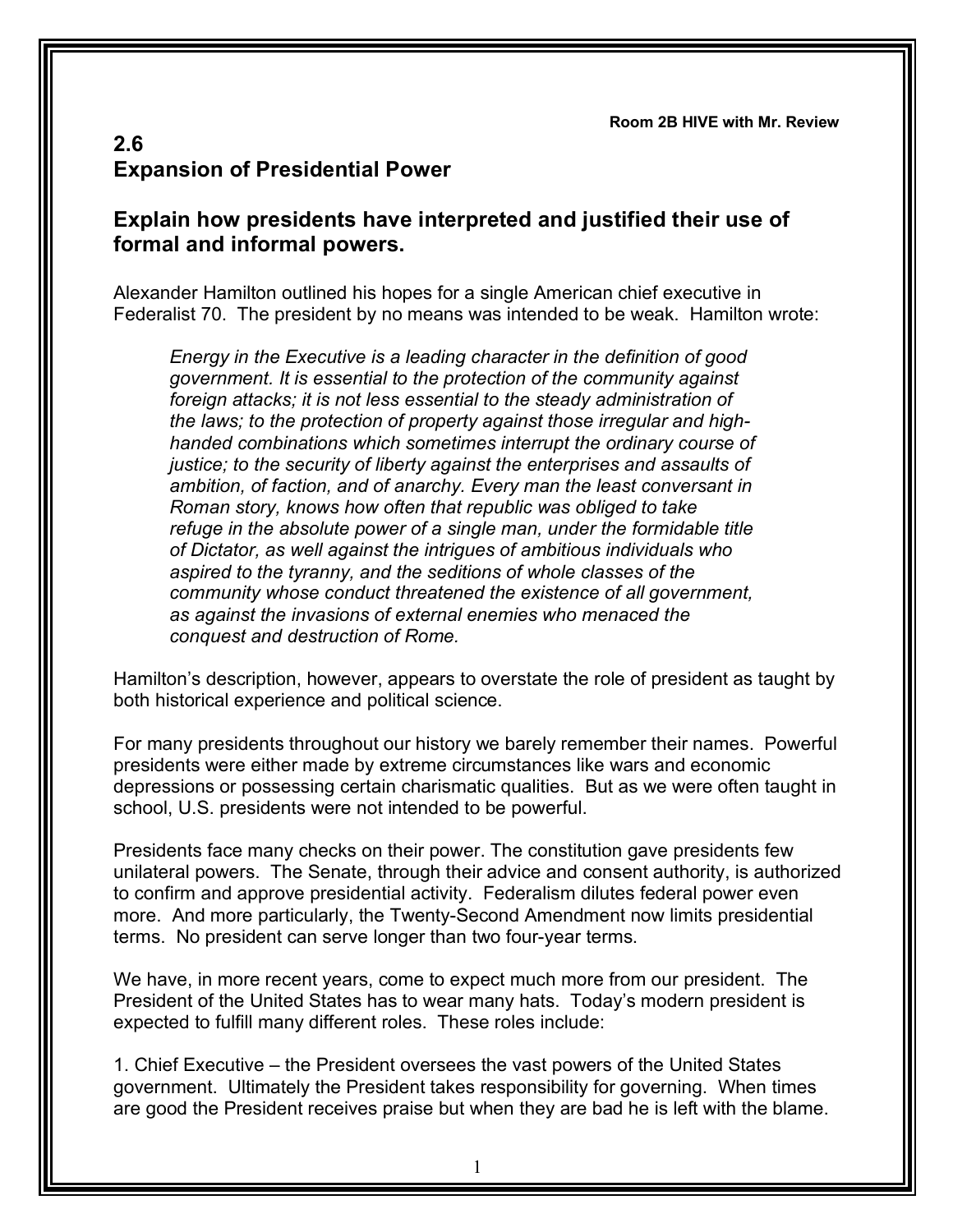Room 2B HIVE with Mr. Review

## 2.6
## Expansion of Presidential Power

### Explain how presidents have interpreted and justified their use of formal and informal powers.

Alexander Hamilton outlined his hopes for a single American chief executive in Federalist 70. The president by no means was intended to be weak. Hamilton wrote:

> *Energy in the Executive is a leading character in the definition of good government. It is essential to the protection of the community against foreign attacks; it is not less essential to the steady administration of the laws; to the protection of property against those irregular and high-handed combinations which sometimes interrupt the ordinary course of justice; to the security of liberty against the enterprises and assaults of ambition, of faction, and of anarchy. Every man the least conversant in Roman story, knows how often that republic was obliged to take refuge in the absolute power of a single man, under the formidable title of Dictator, as well against the intrigues of ambitious individuals who aspired to the tyranny, and the seditions of whole classes of the community whose conduct threatened the existence of all government, as against the invasions of external enemies who menaced the conquest and destruction of Rome.*

Hamilton's description, however, appears to overstate the role of president as taught by both historical experience and political science.

For many presidents throughout our history we barely remember their names. Powerful presidents were either made by extreme circumstances like wars and economic depressions or possessing certain charismatic qualities. But as we were often taught in school, U.S. presidents were not intended to be powerful.

Presidents face many checks on their power. The constitution gave presidents few unilateral powers. The Senate, through their advice and consent authority, is authorized to confirm and approve presidential activity. Federalism dilutes federal power even more. And more particularly, the Twenty-Second Amendment now limits presidential terms. No president can serve longer than two four-year terms.

We have, in more recent years, come to expect much more from our president. The President of the United States has to wear many hats. Today's modern president is expected to fulfill many different roles. These roles include:

1. Chief Executive – the President oversees the vast powers of the United States government. Ultimately the President takes responsibility for governing. When times are good the President receives praise but when they are bad he is left with the blame.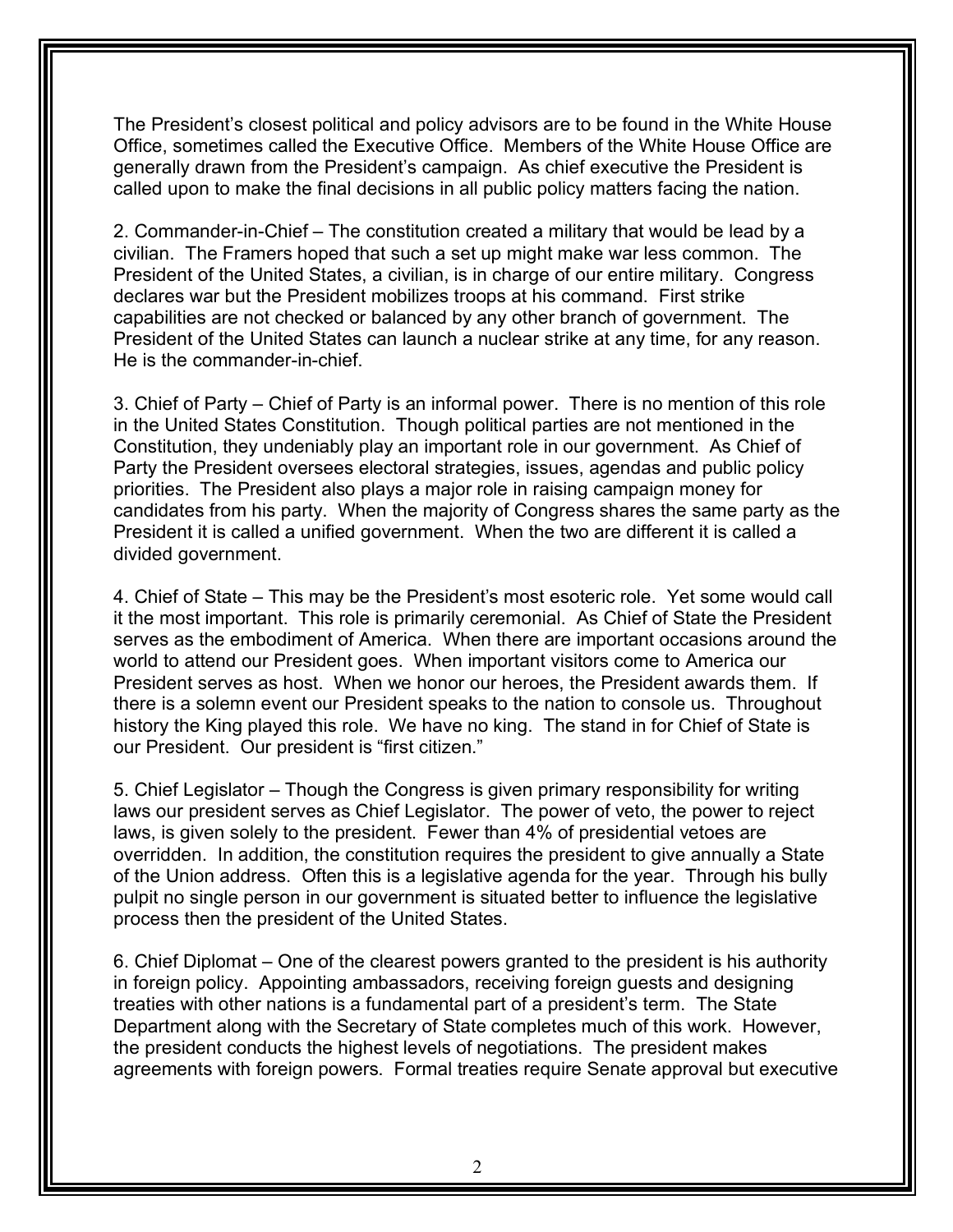The President's closest political and policy advisors are to be found in the White House Office, sometimes called the Executive Office. Members of the White House Office are generally drawn from the President's campaign. As chief executive the President is called upon to make the final decisions in all public policy matters facing the nation.

2. Commander-in-Chief – The constitution created a military that would be lead by a civilian. The Framers hoped that such a set up might make war less common. The President of the United States, a civilian, is in charge of our entire military. Congress declares war but the President mobilizes troops at his command. First strike capabilities are not checked or balanced by any other branch of government. The President of the United States can launch a nuclear strike at any time, for any reason. He is the commander-in-chief.

3. Chief of Party – Chief of Party is an informal power. There is no mention of this role in the United States Constitution. Though political parties are not mentioned in the Constitution, they undeniably play an important role in our government. As Chief of Party the President oversees electoral strategies, issues, agendas and public policy priorities. The President also plays a major role in raising campaign money for candidates from his party. When the majority of Congress shares the same party as the President it is called a unified government. When the two are different it is called a divided government.

4. Chief of State – This may be the President's most esoteric role. Yet some would call it the most important. This role is primarily ceremonial. As Chief of State the President serves as the embodiment of America. When there are important occasions around the world to attend our President goes. When important visitors come to America our President serves as host. When we honor our heroes, the President awards them. If there is a solemn event our President speaks to the nation to console us. Throughout history the King played this role. We have no king. The stand in for Chief of State is our President. Our president is "first citizen."

5. Chief Legislator – Though the Congress is given primary responsibility for writing laws our president serves as Chief Legislator. The power of veto, the power to reject laws, is given solely to the president. Fewer than 4% of presidential vetoes are overridden. In addition, the constitution requires the president to give annually a State of the Union address. Often this is a legislative agenda for the year. Through his bully pulpit no single person in our government is situated better to influence the legislative process then the president of the United States.

6. Chief Diplomat – One of the clearest powers granted to the president is his authority in foreign policy. Appointing ambassadors, receiving foreign guests and designing treaties with other nations is a fundamental part of a president's term. The State Department along with the Secretary of State completes much of this work. However, the president conducts the highest levels of negotiations. The president makes agreements with foreign powers. Formal treaties require Senate approval but executive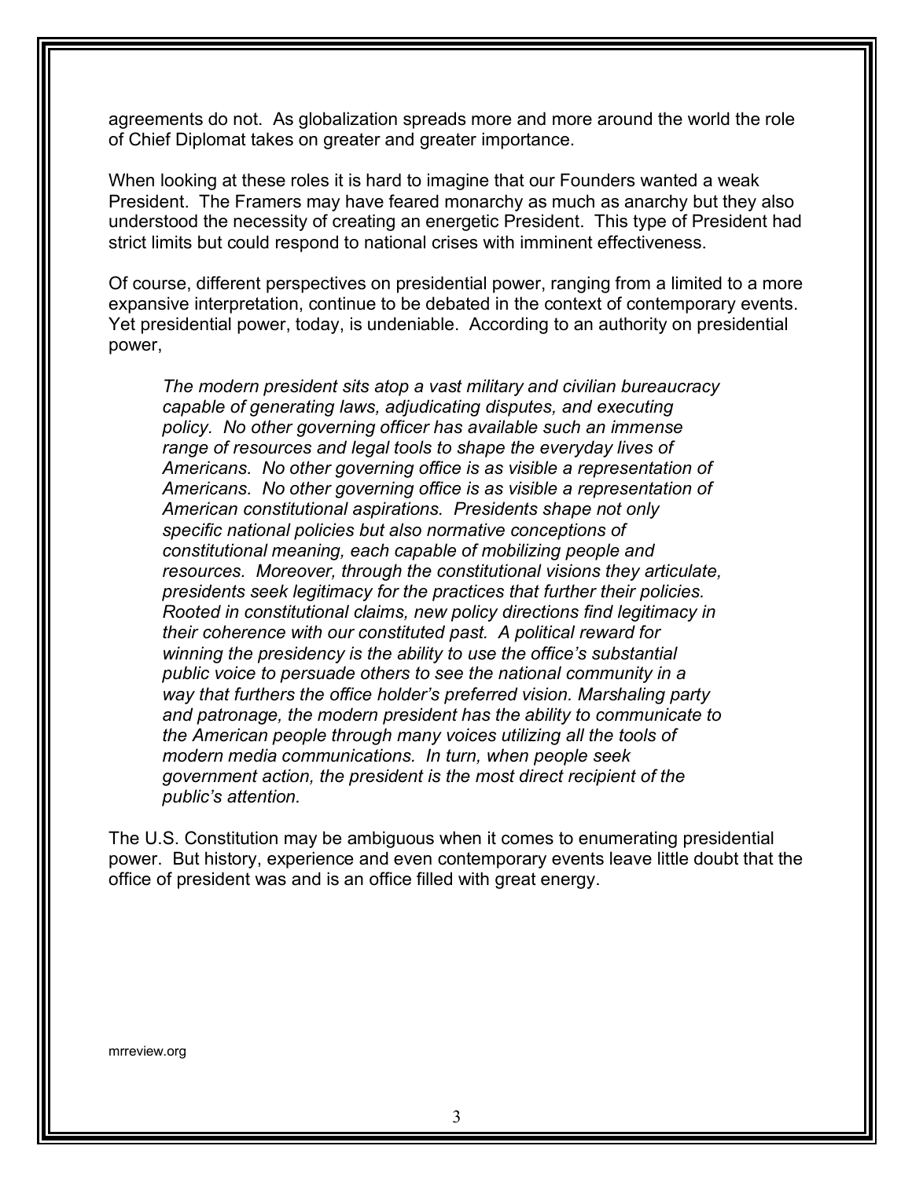agreements do not. As globalization spreads more and more around the world the role of Chief Diplomat takes on greater and greater importance.

When looking at these roles it is hard to imagine that our Founders wanted a weak President. The Framers may have feared monarchy as much as anarchy but they also understood the necessity of creating an energetic President. This type of President had strict limits but could respond to national crises with imminent effectiveness.

Of course, different perspectives on presidential power, ranging from a limited to a more expansive interpretation, continue to be debated in the context of contemporary events. Yet presidential power, today, is undeniable. According to an authority on presidential power,

> *The modern president sits atop a vast military and civilian bureaucracy capable of generating laws, adjudicating disputes, and executing policy. No other governing officer has available such an immense range of resources and legal tools to shape the everyday lives of Americans. No other governing office is as visible a representation of Americans. No other governing office is as visible a representation of American constitutional aspirations. Presidents shape not only specific national policies but also normative conceptions of constitutional meaning, each capable of mobilizing people and resources. Moreover, through the constitutional visions they articulate, presidents seek legitimacy for the practices that further their policies. Rooted in constitutional claims, new policy directions find legitimacy in their coherence with our constituted past. A political reward for winning the presidency is the ability to use the office's substantial public voice to persuade others to see the national community in a way that furthers the office holder's preferred vision. Marshaling party and patronage, the modern president has the ability to communicate to the American people through many voices utilizing all the tools of modern media communications. In turn, when people seek government action, the president is the most direct recipient of the public's attention.*

The U.S. Constitution may be ambiguous when it comes to enumerating presidential power. But history, experience and even contemporary events leave little doubt that the office of president was and is an office filled with great energy.

mrreview.org